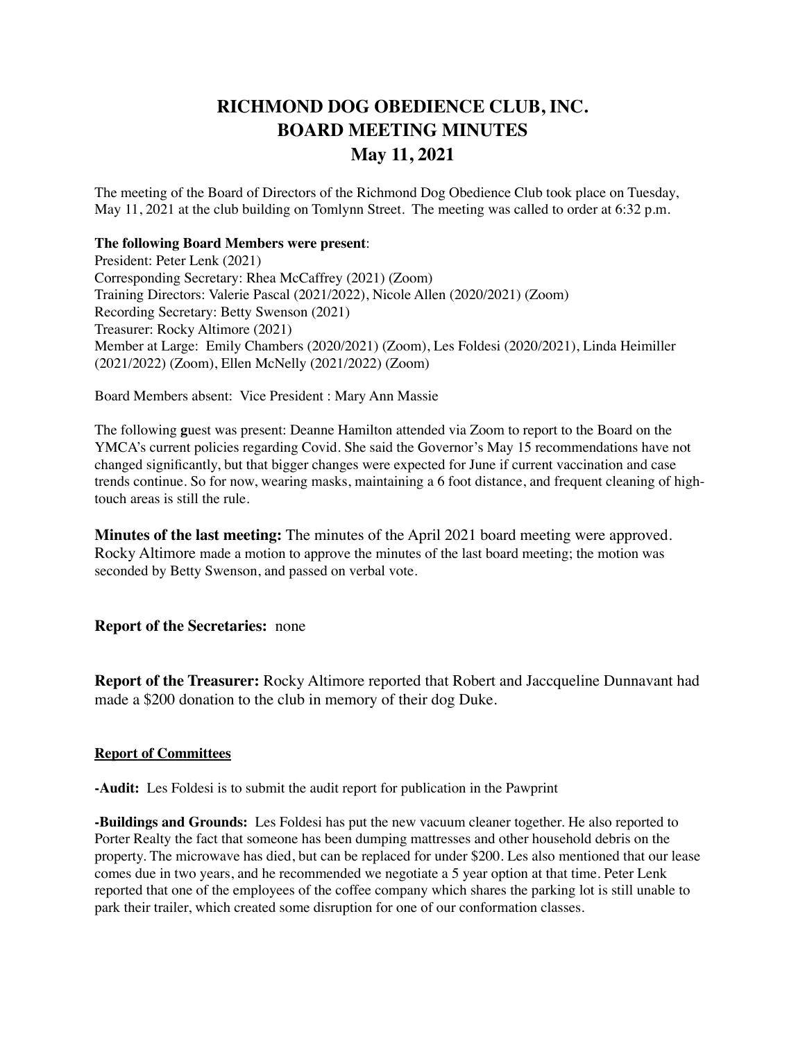# RICHMOND DOG OBEDIENCE CLUB, INC.
# BOARD MEETING MINUTES
# May 11, 2021

The meeting of the Board of Directors of the Richmond Dog Obedience Club took place on Tuesday, May 11, 2021 at the club building on Tomlynn Street. The meeting was called to order at 6:32 p.m.

**The following Board Members were present**:
President: Peter Lenk (2021)
Corresponding Secretary: Rhea McCaffrey (2021) (Zoom)
Training Directors: Valerie Pascal (2021/2022), Nicole Allen (2020/2021) (Zoom)
Recording Secretary: Betty Swenson (2021)
Treasurer: Rocky Altimore (2021)
Member at Large: Emily Chambers (2020/2021) (Zoom), Les Foldesi (2020/2021), Linda Heimiller (2021/2022) (Zoom), Ellen McNelly (2021/2022) (Zoom)

Board Members absent: Vice President : Mary Ann Massie

The following **g**uest was present: Deanne Hamilton attended via Zoom to report to the Board on the YMCA's current policies regarding Covid. She said the Governor's May 15 recommendations have not changed significantly, but that bigger changes were expected for June if current vaccination and case trends continue. So for now, wearing masks, maintaining a 6 foot distance, and frequent cleaning of high-touch areas is still the rule.

**Minutes of the last meeting:** The minutes of the April 2021 board meeting were approved. Rocky Altimore made a motion to approve the minutes of the last board meeting; the motion was seconded by Betty Swenson, and passed on verbal vote.

**Report of the Secretaries:** none

**Report of the Treasurer:** Rocky Altimore reported that Robert and Jaccqueline Dunnavant had made a $200 donation to the club in memory of their dog Duke.

**Report of Committees**

**-Audit:** Les Foldesi is to submit the audit report for publication in the Pawprint

**-Buildings and Grounds:** Les Foldesi has put the new vacuum cleaner together. He also reported to Porter Realty the fact that someone has been dumping mattresses and other household debris on the property. The microwave has died, but can be replaced for under $200. Les also mentioned that our lease comes due in two years, and he recommended we negotiate a 5 year option at that time. Peter Lenk reported that one of the employees of the coffee company which shares the parking lot is still unable to park their trailer, which created some disruption for one of our conformation classes.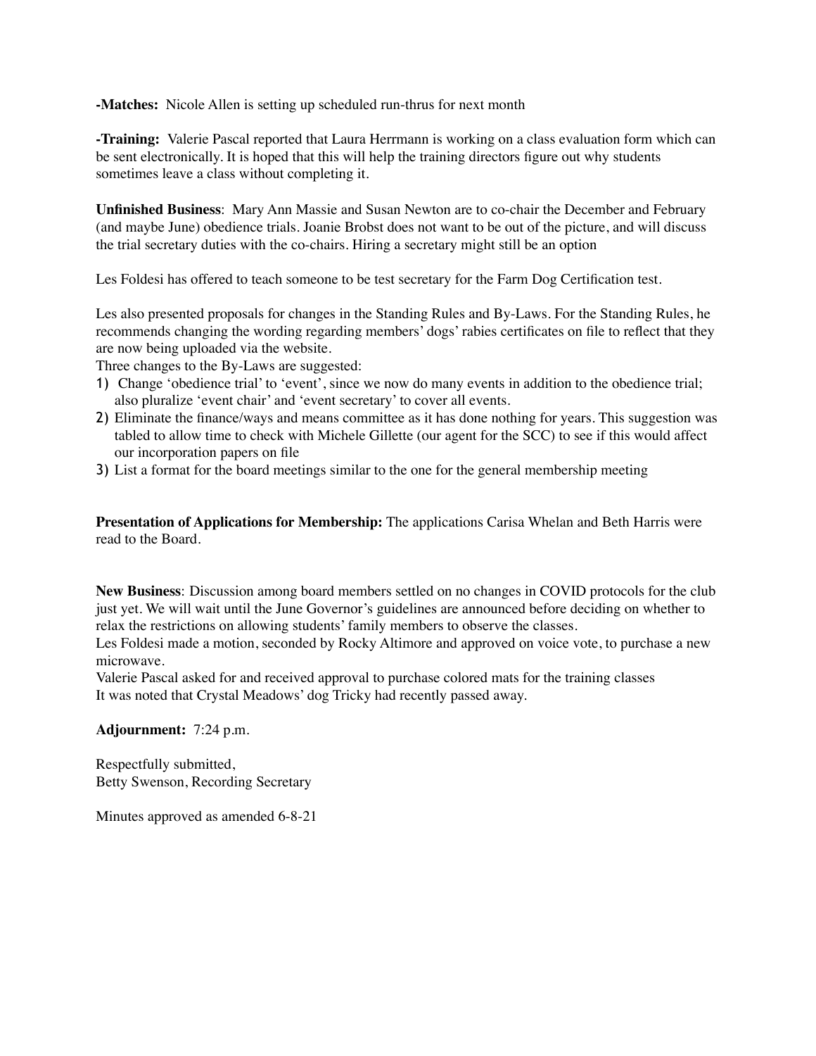**-Matches:** Nicole Allen is setting up scheduled run-thrus for next month

**-Training:** Valerie Pascal reported that Laura Herrmann is working on a class evaluation form which can be sent electronically. It is hoped that this will help the training directors figure out why students sometimes leave a class without completing it.

**Unfinished Business**: Mary Ann Massie and Susan Newton are to co-chair the December and February (and maybe June) obedience trials. Joanie Brobst does not want to be out of the picture, and will discuss the trial secretary duties with the co-chairs. Hiring a secretary might still be an option

Les Foldesi has offered to teach someone to be test secretary for the Farm Dog Certification test.

Les also presented proposals for changes in the Standing Rules and By-Laws. For the Standing Rules, he recommends changing the wording regarding members' dogs' rabies certificates on file to reflect that they are now being uploaded via the website.

Three changes to the By-Laws are suggested:

1) Change 'obedience trial' to 'event', since we now do many events in addition to the obedience trial; also pluralize 'event chair' and 'event secretary' to cover all events.
2) Eliminate the finance/ways and means committee as it has done nothing for years. This suggestion was tabled to allow time to check with Michele Gillette (our agent for the SCC) to see if this would affect our incorporation papers on file
3) List a format for the board meetings similar to the one for the general membership meeting

**Presentation of Applications for Membership:** The applications Carisa Whelan and Beth Harris were read to the Board.

**New Business**: Discussion among board members settled on no changes in COVID protocols for the club just yet. We will wait until the June Governor's guidelines are announced before deciding on whether to relax the restrictions on allowing students' family members to observe the classes.

Les Foldesi made a motion, seconded by Rocky Altimore and approved on voice vote, to purchase a new microwave.

Valerie Pascal asked for and received approval to purchase colored mats for the training classes

It was noted that Crystal Meadows' dog Tricky had recently passed away.

**Adjournment:** 7:24 p.m.

Respectfully submitted,
Betty Swenson, Recording Secretary

Minutes approved as amended 6-8-21